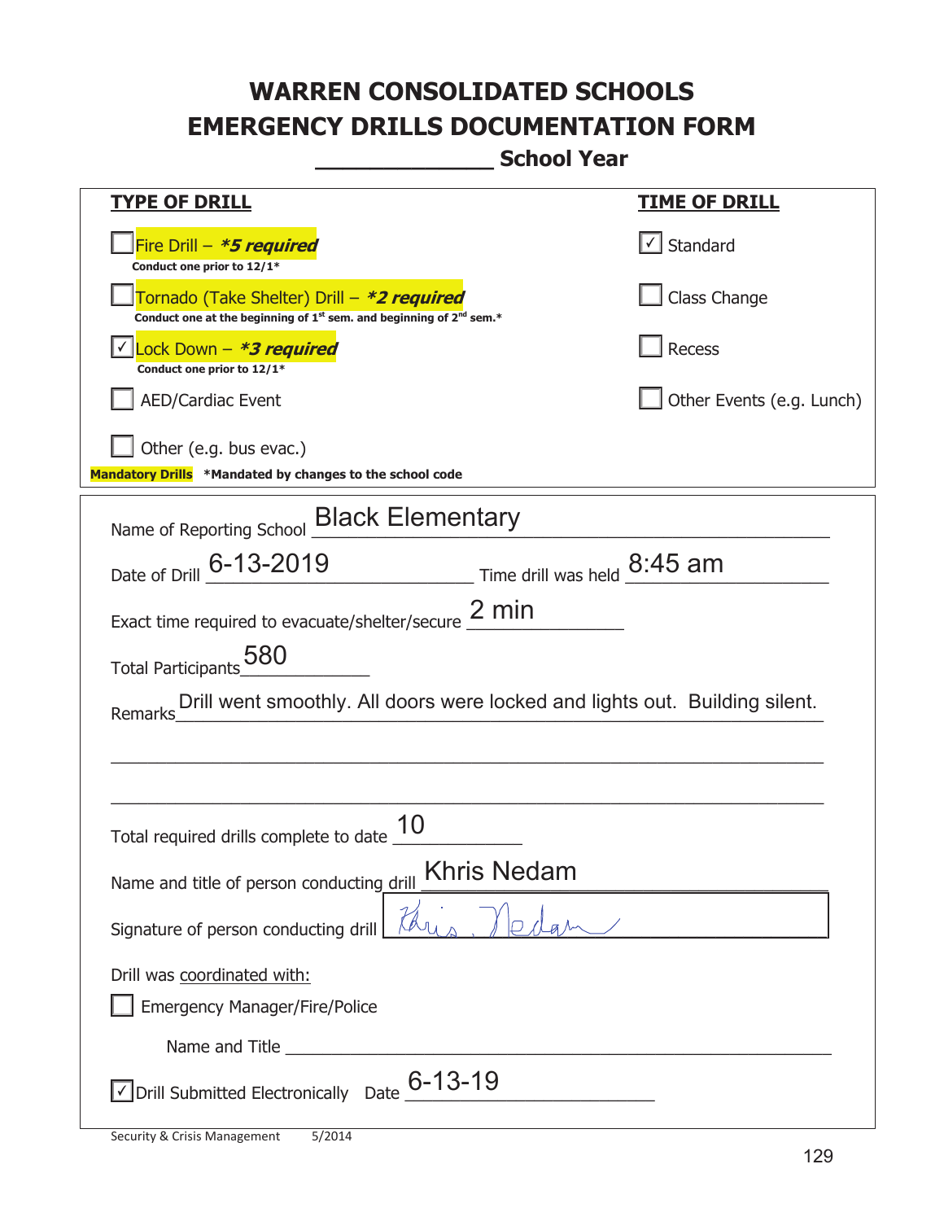# WARREN CONSOLIDATED SCHOOLS
# EMERGENCY DRILLS DOCUMENTATION FORM
## _____________ School Year

| TYPE OF DRILL | TIME OF DRILL |
| --- | --- |
| ☐ Fire Drill – ***5 required***<br>**Conduct one prior to 12/1*** | ☑ Standard |
| ☐ Tornado (Take Shelter) Drill – ***2 required***<br>**Conduct one at the beginning of 1st sem. and beginning of 2nd sem.*** | ☐ Class Change |
| ☑ Lock Down – ***3 required***<br>**Conduct one prior to 12/1*** | ☐ Recess |
| ☐ AED/Cardiac Event | ☐ Other Events (e.g. Lunch) |
| ☐ Other (e.g. bus evac.) | |

**Mandatory Drills** ***Mandated by changes to the school code**

Name of Reporting School: Black Elementary

Date of Drill: 6-13-2019 Time drill was held: 8:45 am

Exact time required to evacuate/shelter/secure: 2 min

Total Participants: 580

Remarks: Drill went smoothly. All doors were locked and lights out. Building silent.

Total required drills complete to date: 10

Name and title of person conducting drill: Khris Nedam

Signature of person conducting drill: Khris Nedam

Drill was coordinated with:

☐ Emergency Manager/Fire/Police

Name and Title ____________________

☑ Drill Submitted Electronically Date: 6-13-19

Security & Crisis Management 5/2014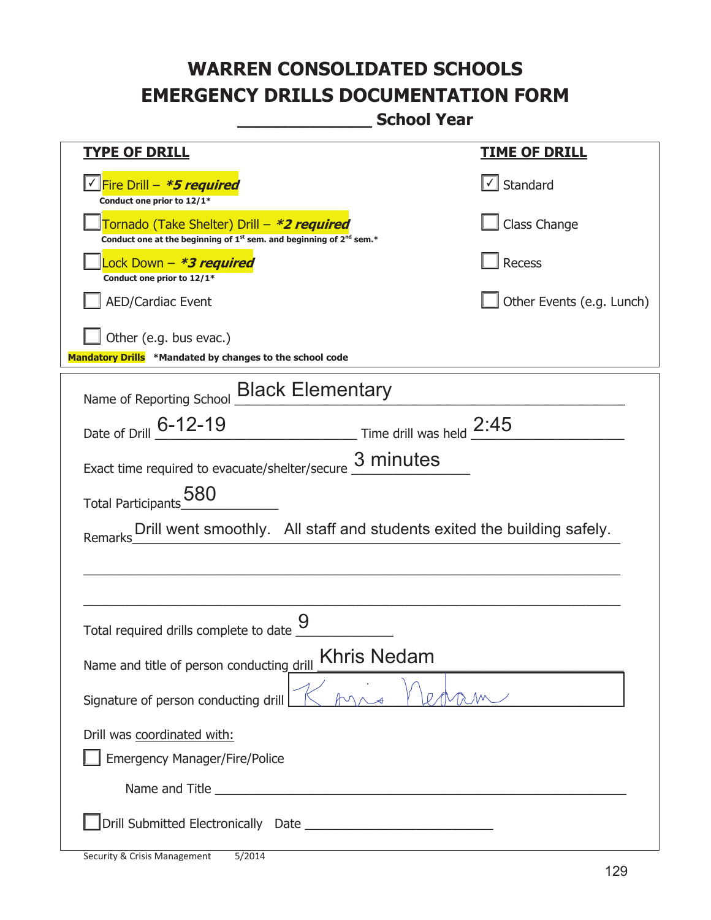# WARREN CONSOLIDATED SCHOOLS
# EMERGENCY DRILLS DOCUMENTATION FORM
## _____________ School Year

| TYPE OF DRILL | TIME OF DRILL |
|---|---|
| ☑ Fire Drill – ***5 required***<br>**Conduct one prior to 12/1*** | ☑ Standard |
| ☐ Tornado (Take Shelter) Drill – ***2 required***<br>**Conduct one at the beginning of 1st sem. and beginning of 2nd sem.*** | ☐ Class Change |
| ☐ Lock Down – ***3 required***<br>**Conduct one prior to 12/1*** | ☐ Recess |
| ☐ AED/Cardiac Event | ☐ Other Events (e.g. Lunch) |
| ☐ Other (e.g. bus evac.) | |

**Mandatory Drills** ***Mandated by changes to the school code**

Name of Reporting School: Black Elementary

Date of Drill: 6-12-19 Time drill was held: 2:45

Exact time required to evacuate/shelter/secure: 3 minutes

Total Participants: 580

Remarks: Drill went smoothly. All staff and students exited the building safely.

Total required drills complete to date: 9

Name and title of person conducting drill: Khris Nedam

Signature of person conducting drill: Khris Nedam

Drill was coordinated with:

☐ Emergency Manager/Fire/Police

Name and Title ______________________________

☐ Drill Submitted Electronically Date ______________________________

Security & Crisis Management 5/2014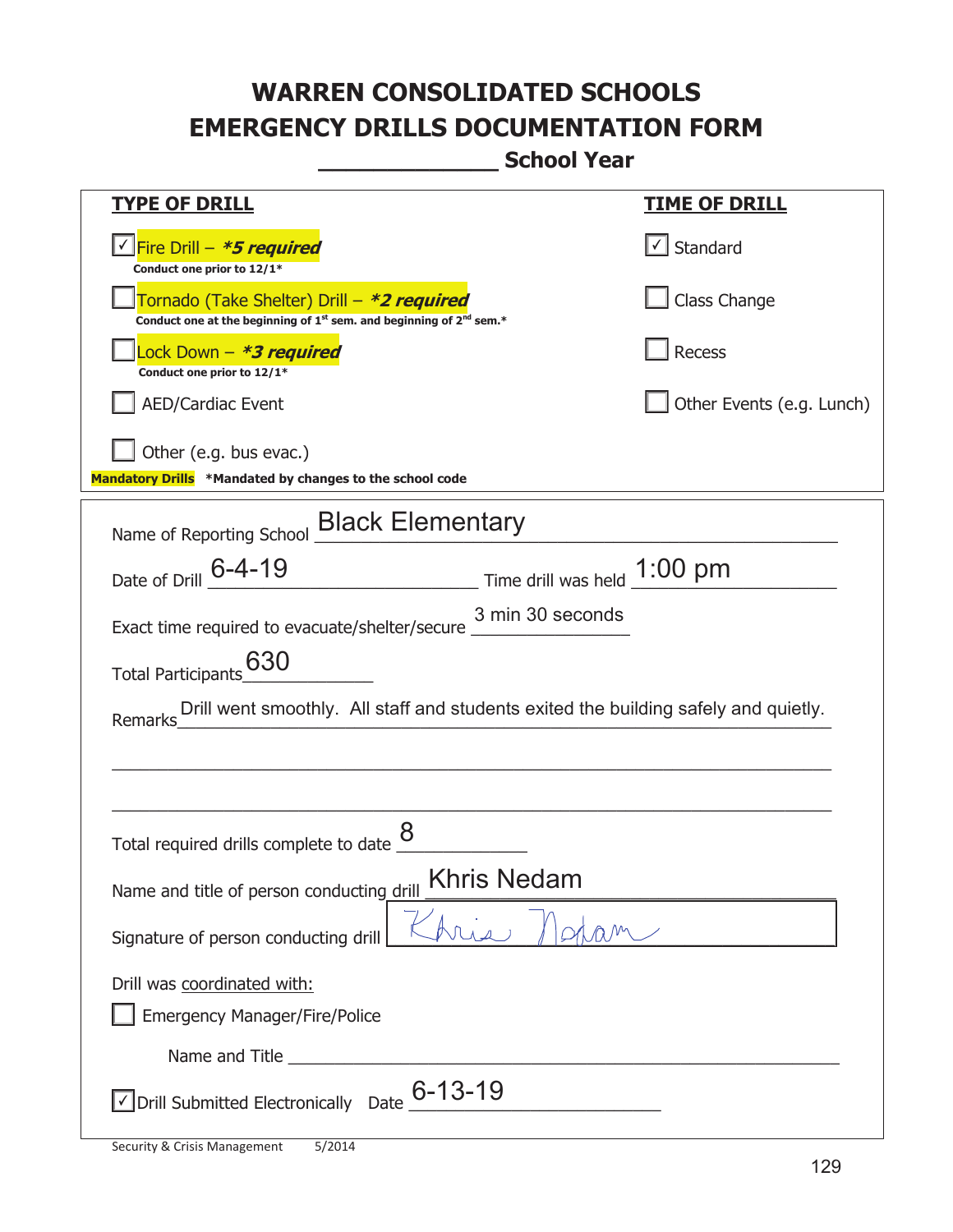# WARREN CONSOLIDATED SCHOOLS
# EMERGENCY DRILLS DOCUMENTATION FORM
## _____________ School Year

**TYPE OF DRILL**

- [x] Fire Drill – ***5 required***
  **Conduct one prior to 12/1***
- [ ] Tornado (Take Shelter) Drill – ***2 required***
  **Conduct one at the beginning of 1st sem. and beginning of 2nd sem.***
- [ ] Lock Down – ***3 required***
  **Conduct one prior to 12/1***
- [ ] AED/Cardiac Event
- [ ] Other (e.g. bus evac.)

**Mandatory Drills** ***Mandated by changes to the school code**

**TIME OF DRILL**

- [x] Standard
- [ ] Class Change
- [ ] Recess
- [ ] Other Events (e.g. Lunch)

Name of Reporting School: Black Elementary

Date of Drill: 6-4-19 Time drill was held: 1:00 pm

Exact time required to evacuate/shelter/secure: 3 min 30 seconds

Total Participants: 630

Remarks: Drill went smoothly. All staff and students exited the building safely and quietly.

Total required drills complete to date: 8

Name and title of person conducting drill: Khris Nedam

Signature of person conducting drill: Khris Nedam

Drill was coordinated with:

- [ ] Emergency Manager/Fire/Police

Name and Title ______________________________

- [x] Drill Submitted Electronically Date: 6-13-19

Security & Crisis Management 5/2014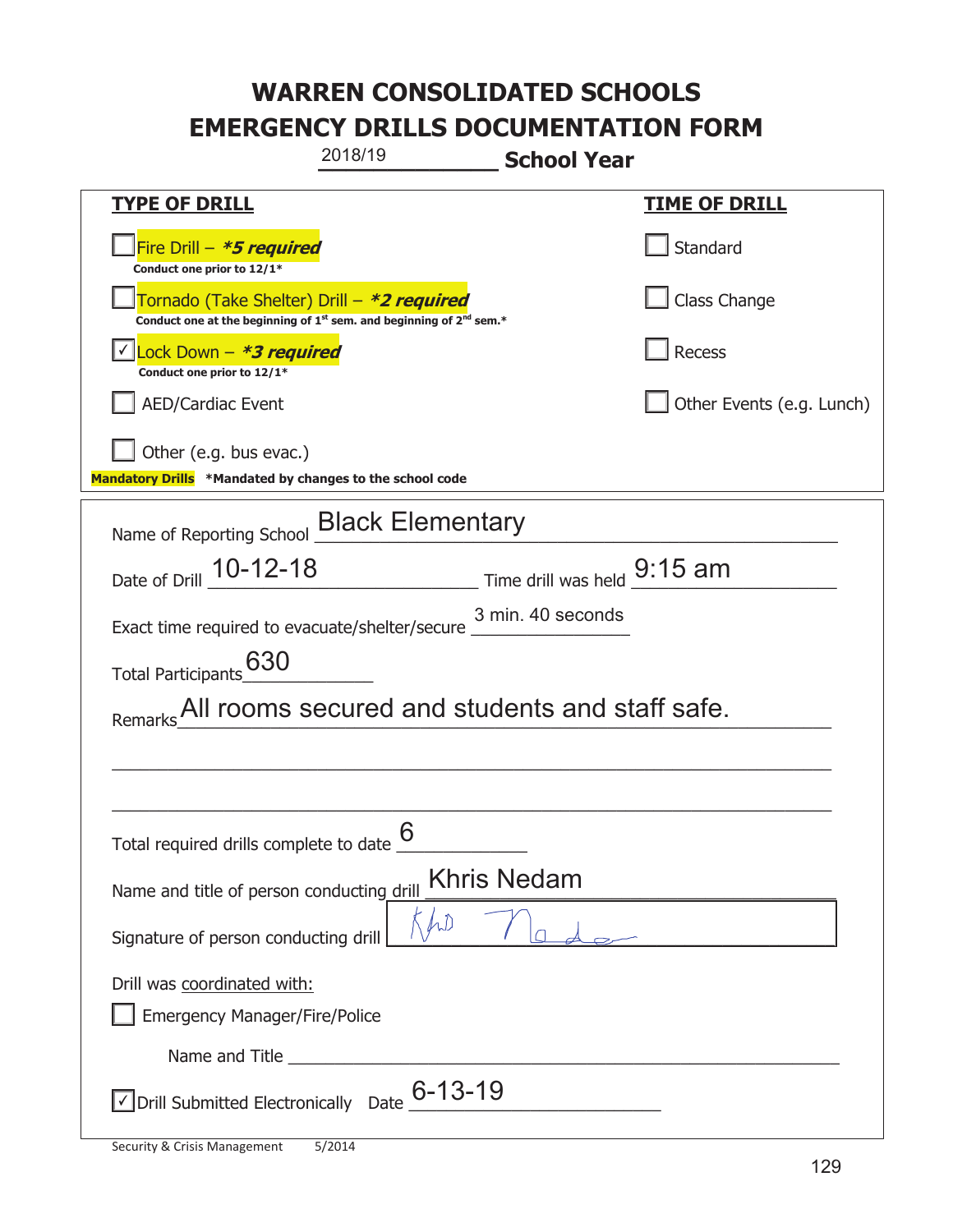# WARREN CONSOLIDATED SCHOOLS
# EMERGENCY DRILLS DOCUMENTATION FORM

2018/19 **School Year**

| **TYPE OF DRILL** | **TIME OF DRILL** |
|---|---|
| ☐ Fire Drill – ***5 required*** Conduct one prior to 12/1* | ☐ Standard |
| ☐ Tornado (Take Shelter) Drill – ***2 required*** Conduct one at the beginning of 1st sem. and beginning of 2nd sem.* | ☐ Class Change |
| ☑ Lock Down – ***3 required*** Conduct one prior to 12/1* | ☐ Recess |
| ☐ AED/Cardiac Event | ☐ Other Events (e.g. Lunch) |
| ☐ Other (e.g. bus evac.) | |

**Mandatory Drills** *Mandated by changes to the school code

Name of Reporting School: Black Elementary

Date of Drill: 10-12-18 Time drill was held: 9:15 am

Exact time required to evacuate/shelter/secure: 3 min. 40 seconds

Total Participants: 630

Remarks: All rooms secured and students and staff safe.

Total required drills complete to date: 6

Name and title of person conducting drill: Khris Nedam

Signature of person conducting drill: Khris Nedam

Drill was coordinated with:

☐ Emergency Manager/Fire/Police

Name and Title ______

☑ Drill Submitted Electronically Date: 6-13-19

Security & Crisis Management 5/2014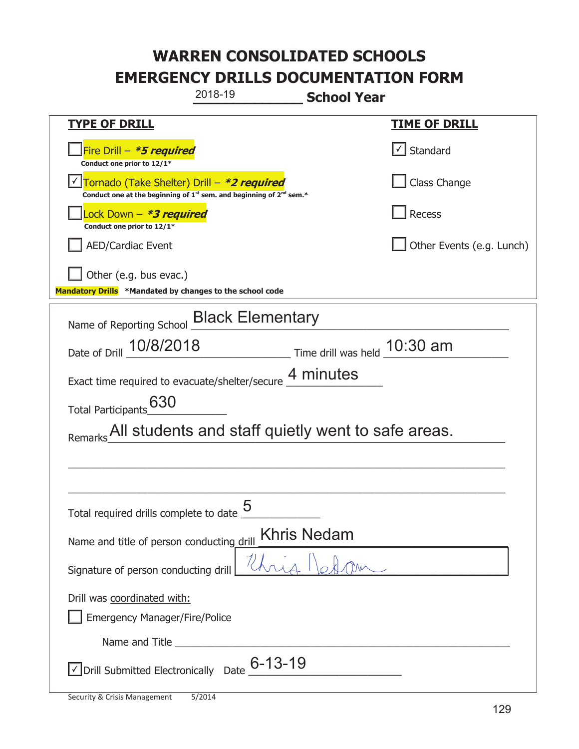# WARREN CONSOLIDATED SCHOOLS
# EMERGENCY DRILLS DOCUMENTATION FORM

2018-19 **School Year**

| **TYPE OF DRILL** | **TIME OF DRILL** |
|---|---|
| ☐ Fire Drill – ***5 required*** <br> **Conduct one prior to 12/1*** | ☑ Standard |
| ☑ Tornado (Take Shelter) Drill – ***2 required*** <br> **Conduct one at the beginning of 1st sem. and beginning of 2nd sem.*** | ☐ Class Change |
| ☐ Lock Down – ***3 required*** <br> **Conduct one prior to 12/1*** | ☐ Recess |
| ☐ AED/Cardiac Event | ☐ Other Events (e.g. Lunch) |
| ☐ Other (e.g. bus evac.) | |

**Mandatory Drills** ***Mandated by changes to the school code**

Name of Reporting School: Black Elementary

Date of Drill: 10/8/2018 Time drill was held: 10:30 am

Exact time required to evacuate/shelter/secure: 4 minutes

Total Participants: 630

Remarks: All students and staff quietly went to safe areas.

Total required drills complete to date: 5

Name and title of person conducting drill: Khris Nedam

Signature of person conducting drill: Khris Nedam

Drill was coordinated with:

☐ Emergency Manager/Fire/Police

Name and Title ______________________

☑ Drill Submitted Electronically Date: 6-13-19

Security & Crisis Management 5/2014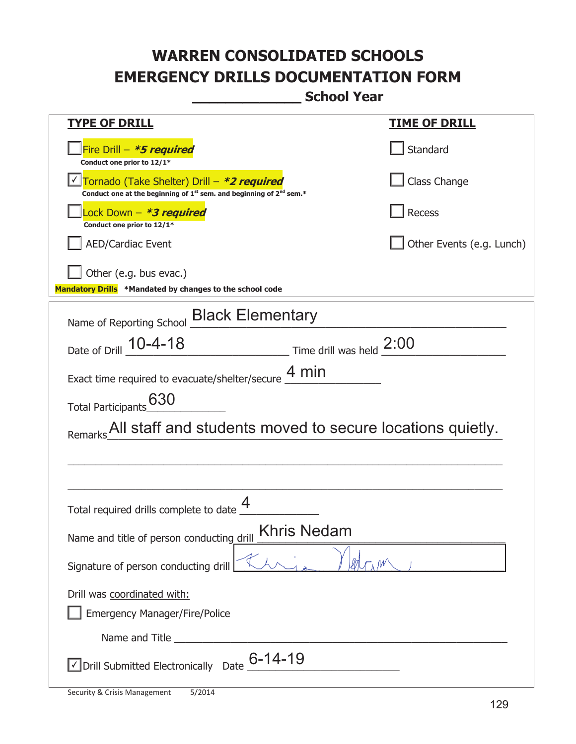# WARREN CONSOLIDATED SCHOOLS
# EMERGENCY DRILLS DOCUMENTATION FORM
## _____________ School Year

| TYPE OF DRILL | TIME OF DRILL |
|---|---|
| ☐ Fire Drill – ***5 required*** <br> **Conduct one prior to 12/1*** | ☐ Standard |
| ☑ Tornado (Take Shelter) Drill – ***2 required*** <br> **Conduct one at the beginning of 1st sem. and beginning of 2nd sem.*** | ☐ Class Change |
| ☐ Lock Down – ***3 required*** <br> **Conduct one prior to 12/1*** | ☐ Recess |
| ☐ AED/Cardiac Event | ☐ Other Events (e.g. Lunch) |
| ☐ Other (e.g. bus evac.) | |

**Mandatory Drills** ***Mandated by changes to the school code**

Name of Reporting School: Black Elementary

Date of Drill: 10-4-18    Time drill was held: 2:00

Exact time required to evacuate/shelter/secure: 4 min

Total Participants: 630

Remarks: All staff and students moved to secure locations quietly.

Total required drills complete to date: 4

Name and title of person conducting drill: Khris Nedam

Signature of person conducting drill: [signature]

Drill was coordinated with:

☐ Emergency Manager/Fire/Police

Name and Title _______________________________

☑ Drill Submitted Electronically    Date: 6-14-19

Security & Crisis Management    5/2014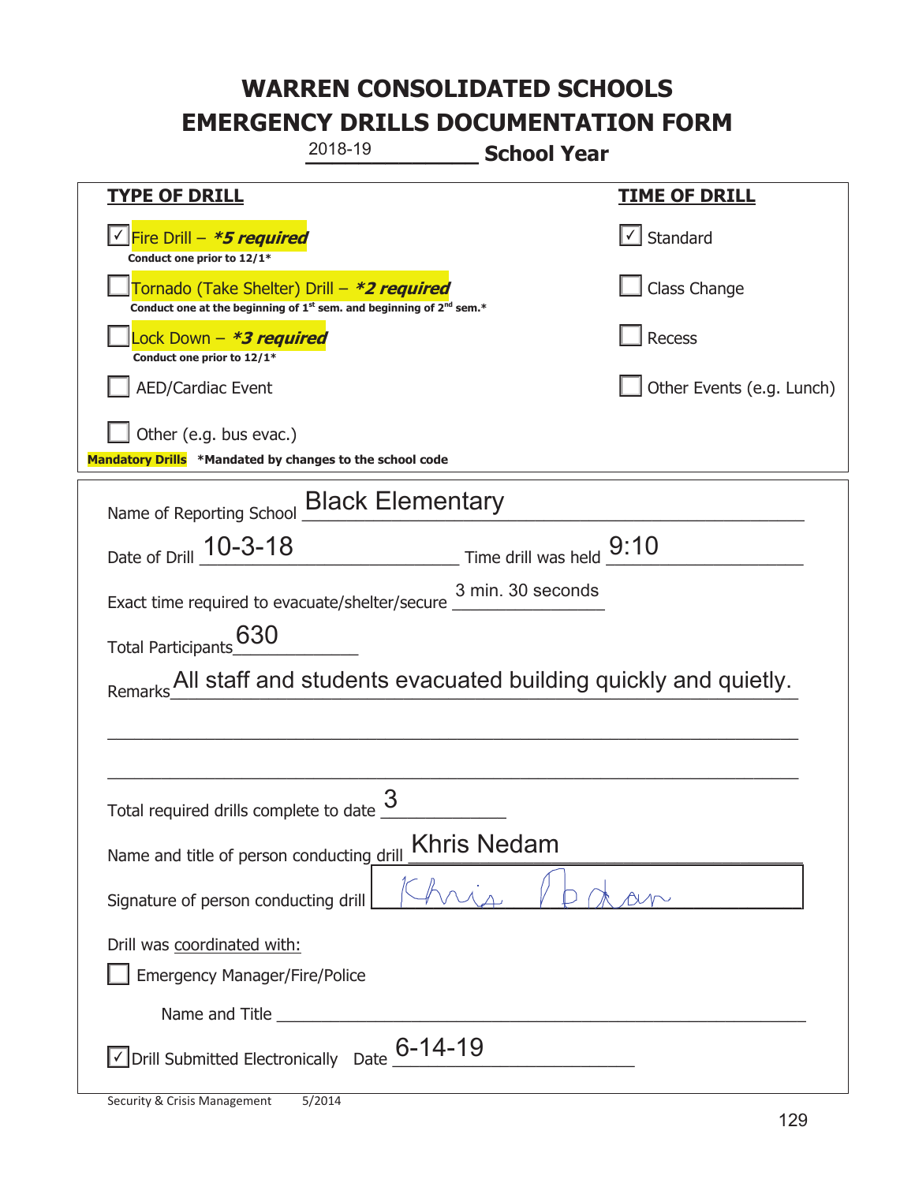# WARREN CONSOLIDATED SCHOOLS
# EMERGENCY DRILLS DOCUMENTATION FORM

2018-19 **School Year**

| **TYPE OF DRILL** | **TIME OF DRILL** |
|---|---|
| ☑ Fire Drill – ***5 required*** <br> **Conduct one prior to 12/1*** | ☑ Standard |
| ☐ Tornado (Take Shelter) Drill – ***2 required*** <br> **Conduct one at the beginning of 1st sem. and beginning of 2nd sem.*** | ☐ Class Change |
| ☐ Lock Down – ***3 required*** <br> **Conduct one prior to 12/1*** | ☐ Recess |
| ☐ AED/Cardiac Event | ☐ Other Events (e.g. Lunch) |
| ☐ Other (e.g. bus evac.) | |

**Mandatory Drills** ***Mandated by changes to the school code**

Name of Reporting School: Black Elementary

Date of Drill: 10-3-18 Time drill was held: 9:10

Exact time required to evacuate/shelter/secure: 3 min. 30 seconds

Total Participants: 630

Remarks: All staff and students evacuated building quickly and quietly.

Total required drills complete to date: 3

Name and title of person conducting drill: Khris Nedam

Signature of person conducting drill: Khris Nedam

Drill was coordinated with:

☐ Emergency Manager/Fire/Police

Name and Title ______________________

☑ Drill Submitted Electronically Date: 6-14-19

Security & Crisis Management 5/2014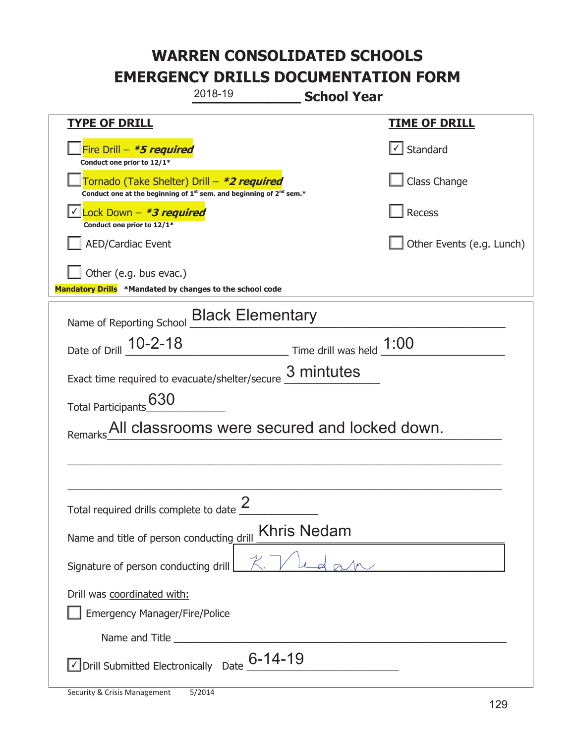# WARREN CONSOLIDATED SCHOOLS
# EMERGENCY DRILLS DOCUMENTATION FORM

2018-19 **School Year**

| **TYPE OF DRILL** | **TIME OF DRILL** |
|---|---|
| ☐ Fire Drill – ***5 required** <br> **Conduct one prior to 12/1*** | ☑ Standard |
| ☐ Tornado (Take Shelter) Drill – ***2 required** <br> **Conduct one at the beginning of 1st sem. and beginning of 2nd sem.*** | ☐ Class Change |
| ☑ Lock Down – ***3 required** <br> **Conduct one prior to 12/1*** | ☐ Recess |
| ☐ AED/Cardiac Event | ☐ Other Events (e.g. Lunch) |
| ☐ Other (e.g. bus evac.) | |

**Mandatory Drills** **\*Mandated by changes to the school code**

Name of Reporting School: Black Elementary

Date of Drill: 10-2-18 Time drill was held: 1:00

Exact time required to evacuate/shelter/secure: 3 mintutes

Total Participants: 630

Remarks: All classrooms were secured and locked down.

Total required drills complete to date: 2

Name and title of person conducting drill: Khris Nedam

Signature of person conducting drill: K. Nedam

Drill was coordinated with:

☐ Emergency Manager/Fire/Police

Name and Title: ___

☑ Drill Submitted Electronically Date: 6-14-19

Security & Crisis Management 5/2014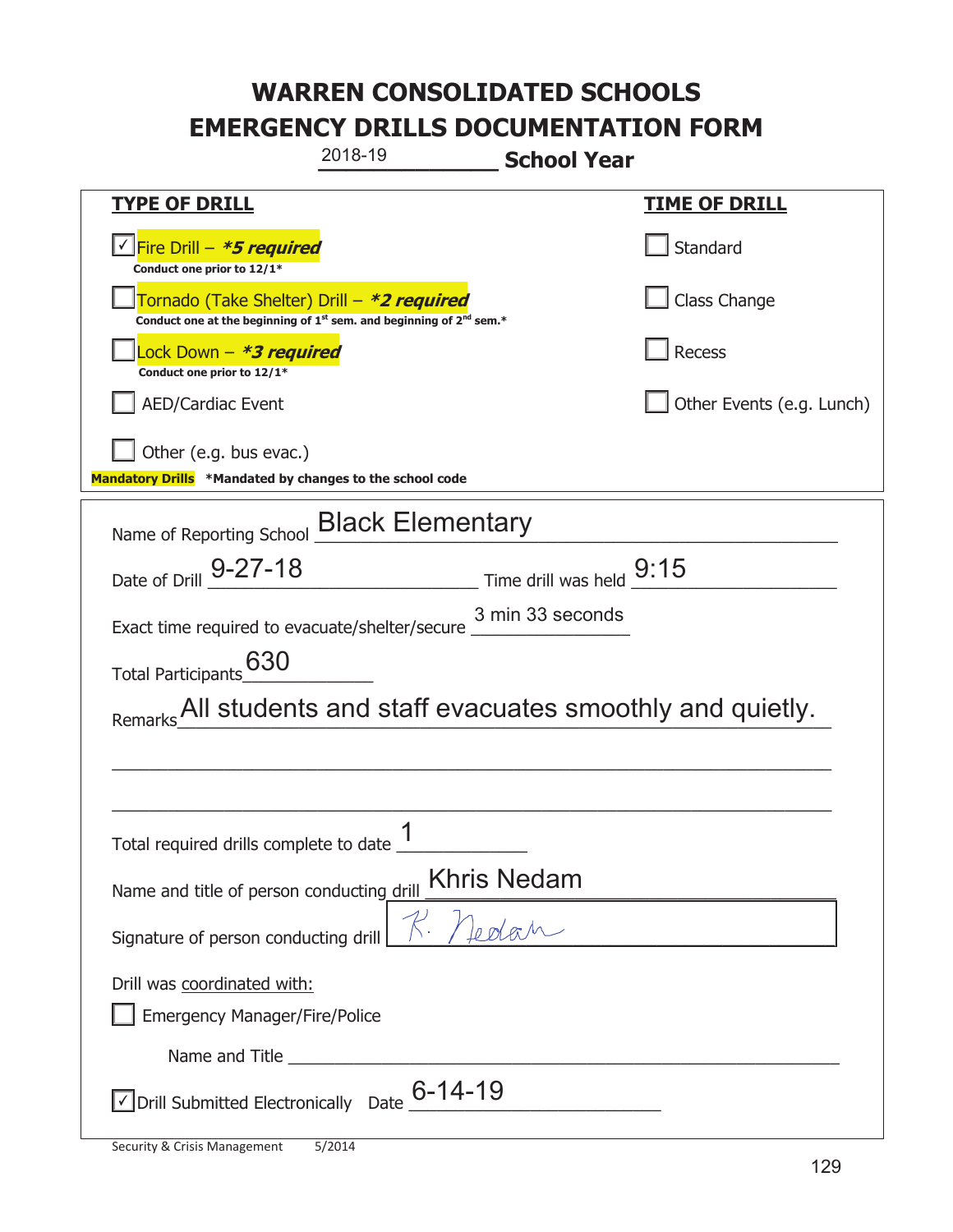# WARREN CONSOLIDATED SCHOOLS
# EMERGENCY DRILLS DOCUMENTATION FORM

2018-19 **School Year**

| **TYPE OF DRILL** | **TIME OF DRILL** |
|---|---|
| ☑ Fire Drill – ***5 required** <br> **Conduct one prior to 12/1*** | ☐ Standard |
| ☐ Tornado (Take Shelter) Drill – ***2 required** <br> **Conduct one at the beginning of 1st sem. and beginning of 2nd sem.*** | ☐ Class Change |
| ☐ Lock Down – ***3 required** <br> **Conduct one prior to 12/1*** | ☐ Recess |
| ☐ AED/Cardiac Event | ☐ Other Events (e.g. Lunch) |
| ☐ Other (e.g. bus evac.) | |

**Mandatory Drills** ***Mandated by changes to the school code**

Name of Reporting School: Black Elementary

Date of Drill: 9-27-18 Time drill was held: 9:15

Exact time required to evacuate/shelter/secure: 3 min 33 seconds

Total Participants: 630

Remarks: All students and staff evacuates smoothly and quietly.

Total required drills complete to date: 1

Name and title of person conducting drill: Khris Nedam

Signature of person conducting drill: K. Nedam

Drill was coordinated with:

☐ Emergency Manager/Fire/Police

Name and Title: ______________________

☑ Drill Submitted Electronically Date: 6-14-19

Security & Crisis Management 5/2014